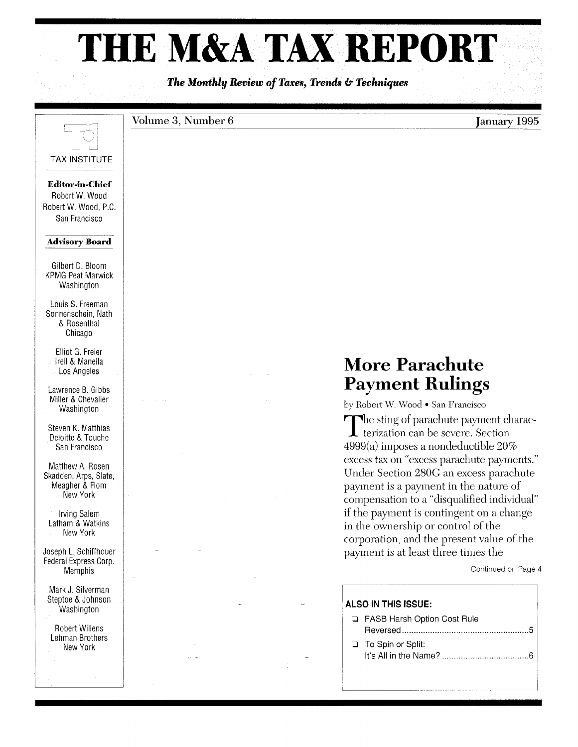# THE M&A TAX REPORT

*The Monthly Review of Taxes, Trends & Techniques*

Volume 3, Number 6 January 1995

TAX INSTITUTE

**Editor-in-Chief**
Robert W. Wood
Robert W. Wood, P.C.
San Francisco

**Advisory Board**

Gilbert D. Bloom
KPMG Peat Marwick
Washington

Louis S. Freeman
Sonnenschein, Nath & Rosenthal
Chicago

Elliot G. Freier
Irell & Manella
Los Angeles

Lawrence B. Gibbs
Miller & Chevalier
Washington

Steven K. Matthias
Deloitte & Touche
San Francisco

Matthew A. Rosen
Skadden, Arps, Slate, Meagher & Flom
New York

Irving Salem
Latham & Watkins
New York

Joseph L. Schiffhouer
Federal Express Corp.
Memphis

Mark J. Silverman
Steptoe & Johnson
Washington

Robert Willens
Lehman Brothers
New York

## More Parachute Payment Rulings

by Robert W. Wood • San Francisco

The sting of parachute payment characterization can be severe. Section 4999(a) imposes a nondeductible 20% excess tax on "excess parachute payments." Under Section 280G an excess parachute payment is a payment in the nature of compensation to a "disqualified individual" if the payment is contingent on a change in the ownership or control of the corporation, and the present value of the payment is at least three times the

Continued on Page 4

**ALSO IN THIS ISSUE:**

- FASB Harsh Option Cost Rule Reversed ....................................................5
- To Spin or Split: It's All in the Name? ....................................6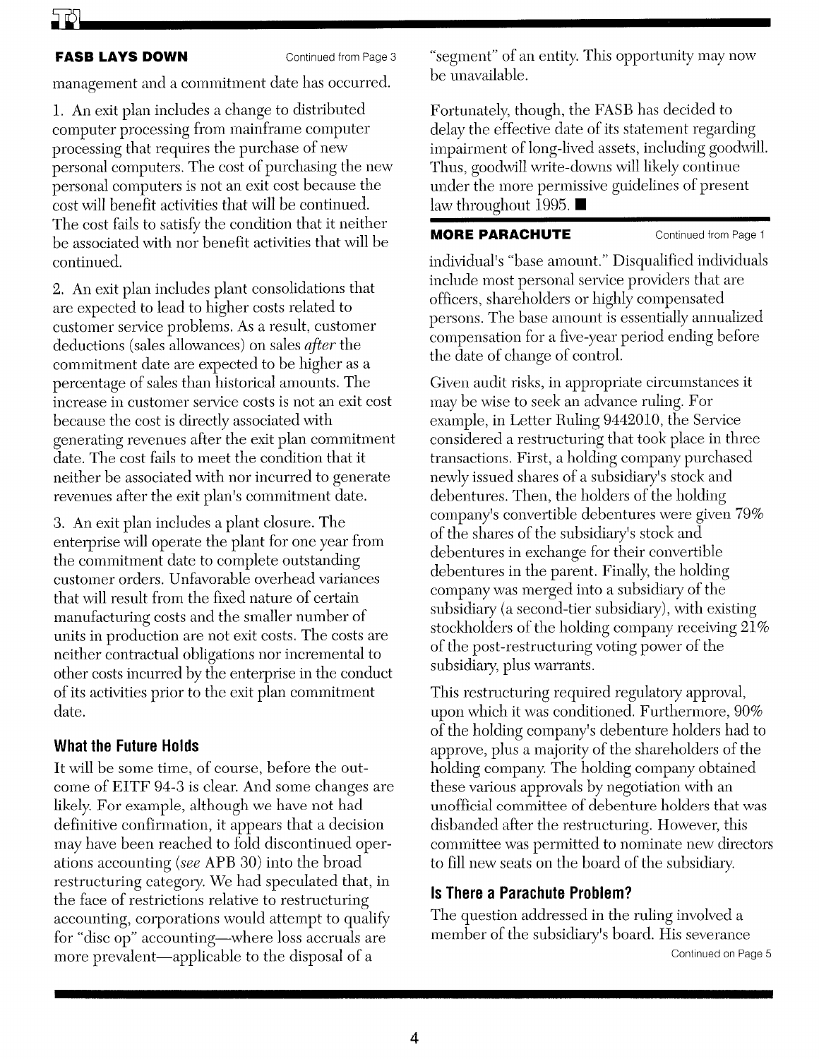**FASB LAYS DOWN** Continued from Page 3

management and a commitment date has occurred.

1. An exit plan includes a change to distributed computer processing from mainframe computer processing that requires the purchase of new personal computers. The cost of purchasing the new personal computers is not an exit cost because the cost will benefit activities that will be continued. The cost fails to satisfy the condition that it neither be associated with nor benefit activities that will be continued.

2. An exit plan includes plant consolidations that are expected to lead to higher costs related to customer service problems. As a result, customer deductions (sales allowances) on sales *after* the commitment date are expected to be higher as a percentage of sales than historical amounts. The increase in customer service costs is not an exit cost because the cost is directly associated with generating revenues after the exit plan commitment date. The cost fails to meet the condition that it neither be associated with nor incurred to generate revenues after the exit plan's commitment date.

3. An exit plan includes a plant closure. The enterprise will operate the plant for one year from the commitment date to complete outstanding customer orders. Unfavorable overhead variances that will result from the fixed nature of certain manufacturing costs and the smaller number of units in production are not exit costs. The costs are neither contractual obligations nor incremental to other costs incurred by the enterprise in the conduct of its activities prior to the exit plan commitment date.

### What the Future Holds

It will be some time, of course, before the outcome of EITF 94-3 is clear. And some changes are likely. For example, although we have not had definitive confirmation, it appears that a decision may have been reached to fold discontinued operations accounting (*see* APB 30) into the broad restructuring category. We had speculated that, in the face of restrictions relative to restructuring accounting, corporations would attempt to qualify for "disc op" accounting—where loss accruals are more prevalent—applicable to the disposal of a "segment" of an entity. This opportunity may now be unavailable.

Fortunately, though, the FASB has decided to delay the effective date of its statement regarding impairment of long-lived assets, including goodwill. Thus, goodwill write-downs will likely continue under the more permissive guidelines of present law throughout 1995. ■

**MORE PARACHUTE** Continued from Page 1

individual's "base amount." Disqualified individuals include most personal service providers that are officers, shareholders or highly compensated persons. The base amount is essentially annualized compensation for a five-year period ending before the date of change of control.

Given audit risks, in appropriate circumstances it may be wise to seek an advance ruling. For example, in Letter Ruling 9442010, the Service considered a restructuring that took place in three transactions. First, a holding company purchased newly issued shares of a subsidiary's stock and debentures. Then, the holders of the holding company's convertible debentures were given 79% of the shares of the subsidiary's stock and debentures in exchange for their convertible debentures in the parent. Finally, the holding company was merged into a subsidiary of the subsidiary (a second-tier subsidiary), with existing stockholders of the holding company receiving 21% of the post-restructuring voting power of the subsidiary, plus warrants.

This restructuring required regulatory approval, upon which it was conditioned. Furthermore, 90% of the holding company's debenture holders had to approve, plus a majority of the shareholders of the holding company. The holding company obtained these various approvals by negotiation with an unofficial committee of debenture holders that was disbanded after the restructuring. However, this committee was permitted to nominate new directors to fill new seats on the board of the subsidiary.

### Is There a Parachute Problem?

The question addressed in the ruling involved a member of the subsidiary's board. His severance

Continued on Page 5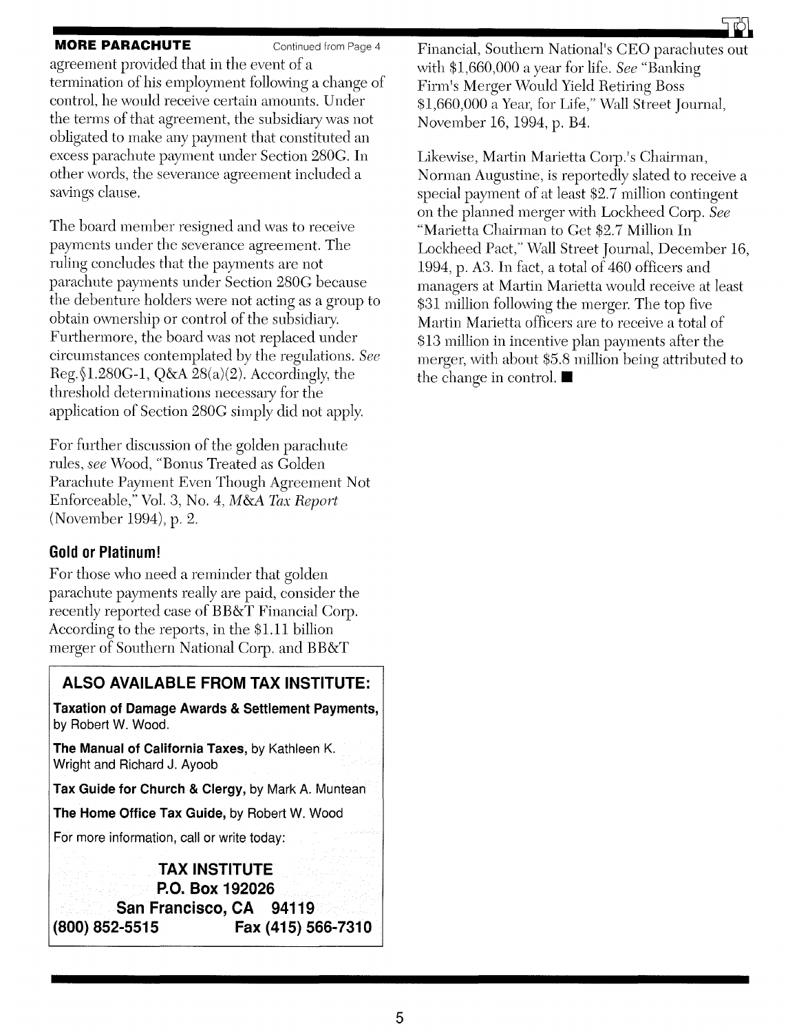**MORE PARACHUTE** Continued from Page 4

agreement provided that in the event of a termination of his employment following a change of control, he would receive certain amounts. Under the terms of that agreement, the subsidiary was not obligated to make any payment that constituted an excess parachute payment under Section 280G. In other words, the severance agreement included a savings clause.

The board member resigned and was to receive payments under the severance agreement. The ruling concludes that the payments are not parachute payments under Section 280G because the debenture holders were not acting as a group to obtain ownership or control of the subsidiary. Furthermore, the board was not replaced under circumstances contemplated by the regulations. *See* Reg.§1.280G-1, Q&A 28(a)(2). Accordingly, the threshold determinations necessary for the application of Section 280G simply did not apply.

For further discussion of the golden parachute rules, *see* Wood, "Bonus Treated as Golden Parachute Payment Even Though Agreement Not Enforceable," Vol. 3, No. 4, *M&A Tax Report* (November 1994), p. 2.

### Gold or Platinum!

For those who need a reminder that golden parachute payments really are paid, consider the recently reported case of BB&T Financial Corp. According to the reports, in the $1.11 billion merger of Southern National Corp. and BB&T Financial, Southern National's CEO parachutes out with $1,660,000 a year for life. *See* "Banking Firm's Merger Would Yield Retiring Boss $1,660,000 a Year, for Life," Wall Street Journal, November 16, 1994, p. B4.

Likewise, Martin Marietta Corp.'s Chairman, Norman Augustine, is reportedly slated to receive a special payment of at least $2.7 million contingent on the planned merger with Lockheed Corp. *See* "Marietta Chairman to Get $2.7 Million In Lockheed Pact," Wall Street Journal, December 16, 1994, p. A3. In fact, a total of 460 officers and managers at Martin Marietta would receive at least $31 million following the merger. The top five Martin Marietta officers are to receive a total of $13 million in incentive plan payments after the merger, with about $5.8 million being attributed to the change in control. ■

---

**ALSO AVAILABLE FROM TAX INSTITUTE:**

**Taxation of Damage Awards & Settlement Payments,** by Robert W. Wood.

**The Manual of California Taxes,** by Kathleen K. Wright and Richard J. Ayoob

**Tax Guide for Church & Clergy,** by Mark A. Muntean

**The Home Office Tax Guide,** by Robert W. Wood

For more information, call or write today:

**TAX INSTITUTE**
**P.O. Box 192026**
**San Francisco, CA 94119**
**(800) 852-5515 Fax (415) 566-7310**